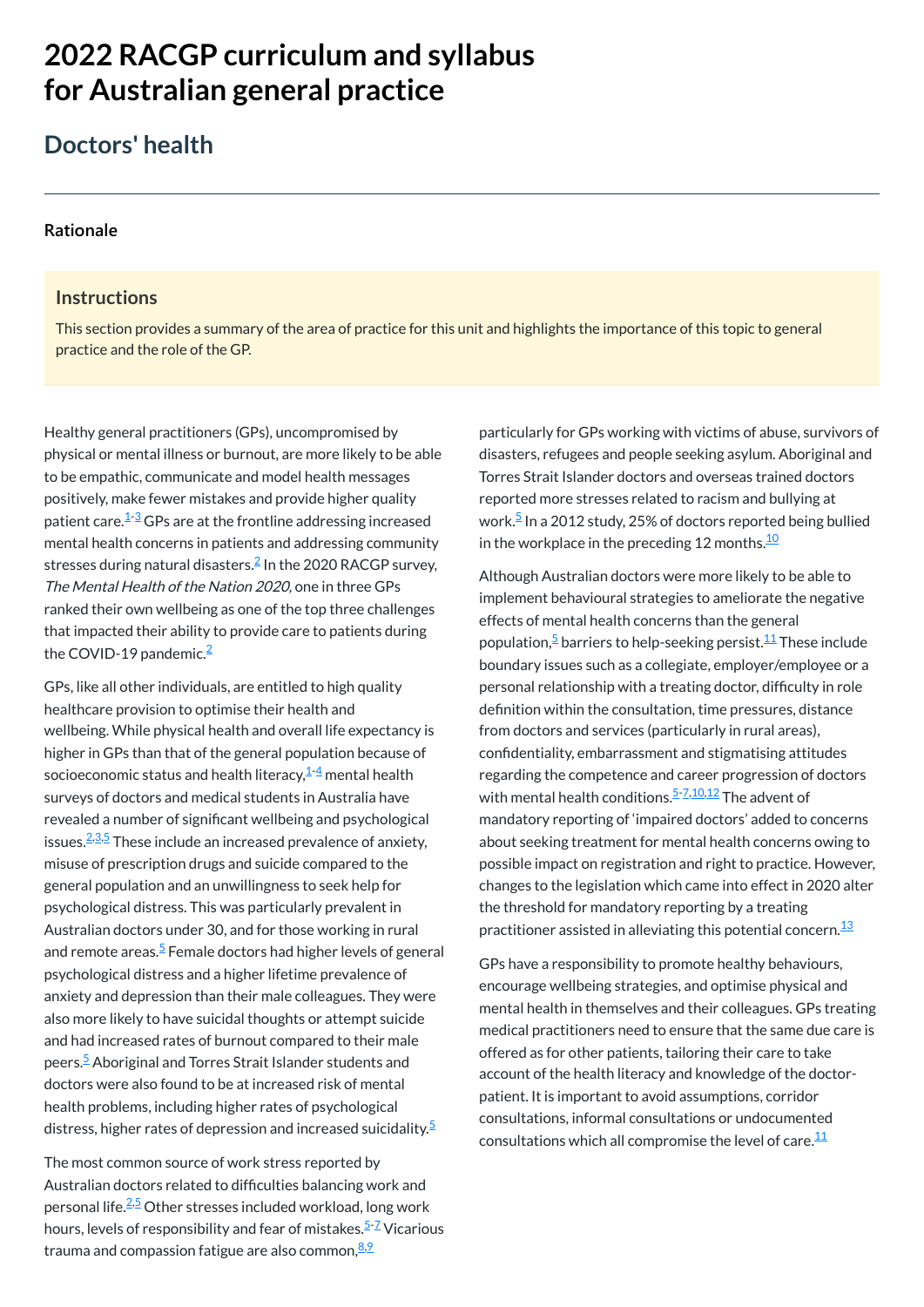# 2022 RACGP curriculum and syllabus for Australian general practice

## Doctors' health

### Rationale

#### Instructions

This section provides a summary of the area of practice for this unit and highlights the importance of this topic to general practice and the role of the GP.

Healthy general practitioners (GPs), uncompromised by physical or mental illness or burnout, are more likely to be able to be empathic, communicate and model health messages positively, make fewer mistakes and provide higher quality patient care.[1-3] GPs are at the frontline addressing increased mental health concerns in patients and addressing community stresses during natural disasters.[2] In the 2020 RACGP survey, *The Mental Health of the Nation 2020,* one in three GPs ranked their own wellbeing as one of the top three challenges that impacted their ability to provide care to patients during the COVID-19 pandemic.[2]

GPs, like all other individuals, are entitled to high quality healthcare provision to optimise their health and wellbeing. While physical health and overall life expectancy is higher in GPs than that of the general population because of socioeconomic status and health literacy,[1-4] mental health surveys of doctors and medical students in Australia have revealed a number of significant wellbeing and psychological issues.[2,3,5] These include an increased prevalence of anxiety, misuse of prescription drugs and suicide compared to the general population and an unwillingness to seek help for psychological distress. This was particularly prevalent in Australian doctors under 30, and for those working in rural and remote areas.[5] Female doctors had higher levels of general psychological distress and a higher lifetime prevalence of anxiety and depression than their male colleagues. They were also more likely to have suicidal thoughts or attempt suicide and had increased rates of burnout compared to their male peers.[5] Aboriginal and Torres Strait Islander students and doctors were also found to be at increased risk of mental health problems, including higher rates of psychological distress, higher rates of depression and increased suicidality.[5]

The most common source of work stress reported by Australian doctors related to difficulties balancing work and personal life.[2,5] Other stresses included workload, long work hours, levels of responsibility and fear of mistakes.[5-7] Vicarious trauma and compassion fatigue are also common,[8,9] particularly for GPs working with victims of abuse, survivors of disasters, refugees and people seeking asylum. Aboriginal and Torres Strait Islander doctors and overseas trained doctors reported more stresses related to racism and bullying at work.[5] In a 2012 study, 25% of doctors reported being bullied in the workplace in the preceding 12 months.[10]

Although Australian doctors were more likely to be able to implement behavioural strategies to ameliorate the negative effects of mental health concerns than the general population,[5] barriers to help-seeking persist.[11] These include boundary issues such as a collegiate, employer/employee or a personal relationship with a treating doctor, difficulty in role definition within the consultation, time pressures, distance from doctors and services (particularly in rural areas), confidentiality, embarrassment and stigmatising attitudes regarding the competence and career progression of doctors with mental health conditions.[5-7,10,12] The advent of mandatory reporting of 'impaired doctors' added to concerns about seeking treatment for mental health concerns owing to possible impact on registration and right to practice. However, changes to the legislation which came into effect in 2020 alter the threshold for mandatory reporting by a treating practitioner assisted in alleviating this potential concern.[13]

GPs have a responsibility to promote healthy behaviours, encourage wellbeing strategies, and optimise physical and mental health in themselves and their colleagues. GPs treating medical practitioners need to ensure that the same due care is offered as for other patients, tailoring their care to take account of the health literacy and knowledge of the doctor-patient. It is important to avoid assumptions, corridor consultations, informal consultations or undocumented consultations which all compromise the level of care.[11]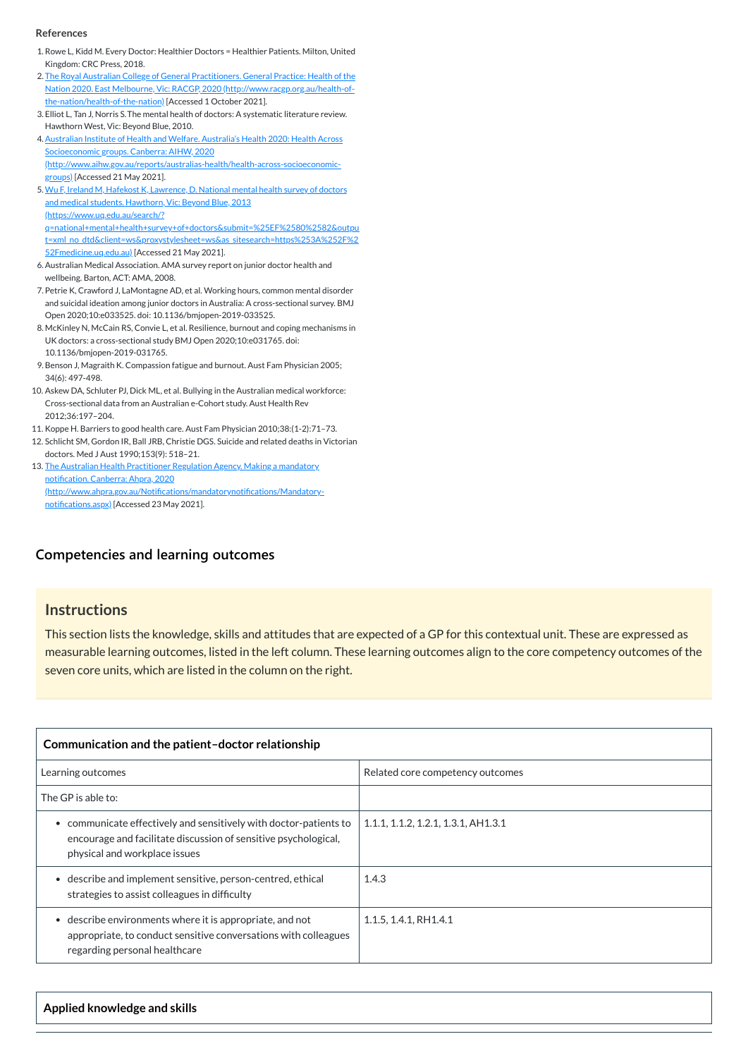**References**

1. Rowe L, Kidd M. Every Doctor: Healthier Doctors = Healthier Patients. Milton, United Kingdom: CRC Press, 2018.
2. [The Royal Australian College of General Practitioners. General Practice: Health of the Nation 2020. East Melbourne, Vic: RACGP, 2020 (http://www.racgp.org.au/health-of-the-nation/health-of-the-nation)](http://www.racgp.org.au/health-of-the-nation/health-of-the-nation) [Accessed 1 October 2021].
3. Elliot L, Tan J, Norris S. The mental health of doctors: A systematic literature review. Hawthorn West, Vic: Beyond Blue, 2010.
4. [Australian Institute of Health and Welfare. Australia's Health 2020: Health Across Socioeconomic groups. Canberra: AIHW, 2020 (http://www.aihw.gov.au/reports/australias-health/health-across-socioeconomic-groups)](http://www.aihw.gov.au/reports/australias-health/health-across-socioeconomic-groups) [Accessed 21 May 2021].
5. [Wu F, Ireland M, Hafekost K, Lawrence, D. National mental health survey of doctors and medical students. Hawthorn, Vic: Beyond Blue, 2013 (https://www.uq.edu.au/search/?q=national+mental+health+survey+of+doctors&submit=%25EF%2580%2582&output=xml_no_dtd&client=ws&proxystylesheet=ws&as_sitesearch=https%253A%252F%252Fmedicine.uq.edu.au)](https://www.uq.edu.au/search/?q=national+mental+health+survey+of+doctors&submit=%25EF%2580%2582&output=xml_no_dtd&client=ws&proxystylesheet=ws&as_sitesearch=https%253A%252F%252Fmedicine.uq.edu.au) [Accessed 21 May 2021].
6. Australian Medical Association. AMA survey report on junior doctor health and wellbeing. Barton, ACT: AMA, 2008.
7. Petrie K, Crawford J, LaMontagne AD, et al. Working hours, common mental disorder and suicidal ideation among junior doctors in Australia: A cross-sectional survey. BMJ Open 2020;10:e033525. doi: 10.1136/bmjopen-2019-033525.
8. McKinley N, McCain RS, Convie L, et al. Resilience, burnout and coping mechanisms in UK doctors: a cross-sectional study BMJ Open 2020;10:e031765. doi: 10.1136/bmjopen-2019-031765.
9. Benson J, Magraith K. Compassion fatigue and burnout. Aust Fam Physician 2005; 34(6): 497-498.
10. Askew DA, Schluter PJ, Dick ML, et al. Bullying in the Australian medical workforce: Cross-sectional data from an Australian e-Cohort study. Aust Health Rev 2012;36:197–204.
11. Koppe H. Barriers to good health care. Aust Fam Physician 2010;38:(1-2):71–73.
12. Schlicht SM, Gordon IR, Ball JRB, Christie DGS. Suicide and related deaths in Victorian doctors. Med J Aust 1990;153(9): 518–21.
13. [The Australian Health Practitioner Regulation Agency. Making a mandatory notification. Canberra: Ahpra, 2020 (http://www.ahpra.gov.au/Notifications/mandatorynotifications/Mandatory-notifications.aspx)](http://www.ahpra.gov.au/Notifications/mandatorynotifications/Mandatory-notifications.aspx) [Accessed 23 May 2021].

## Competencies and learning outcomes

### Instructions

This section lists the knowledge, skills and attitudes that are expected of a GP for this contextual unit. These are expressed as measurable learning outcomes, listed in the left column. These learning outcomes align to the core competency outcomes of the seven core units, which are listed in the column on the right.

| **Communication and the patient–doctor relationship** | |
|---|---|
| Learning outcomes | Related core competency outcomes |
| The GP is able to: | |
| • communicate effectively and sensitively with doctor-patients to encourage and facilitate discussion of sensitive psychological, physical and workplace issues | 1.1.1, 1.1.2, 1.2.1, 1.3.1, AH1.3.1 |
| • describe and implement sensitive, person-centred, ethical strategies to assist colleagues in difficulty | 1.4.3 |
| • describe environments where it is appropriate, and not appropriate, to conduct sensitive conversations with colleagues regarding personal healthcare | 1.1.5, 1.4.1, RH1.4.1 |

| **Applied knowledge and skills** |
|---|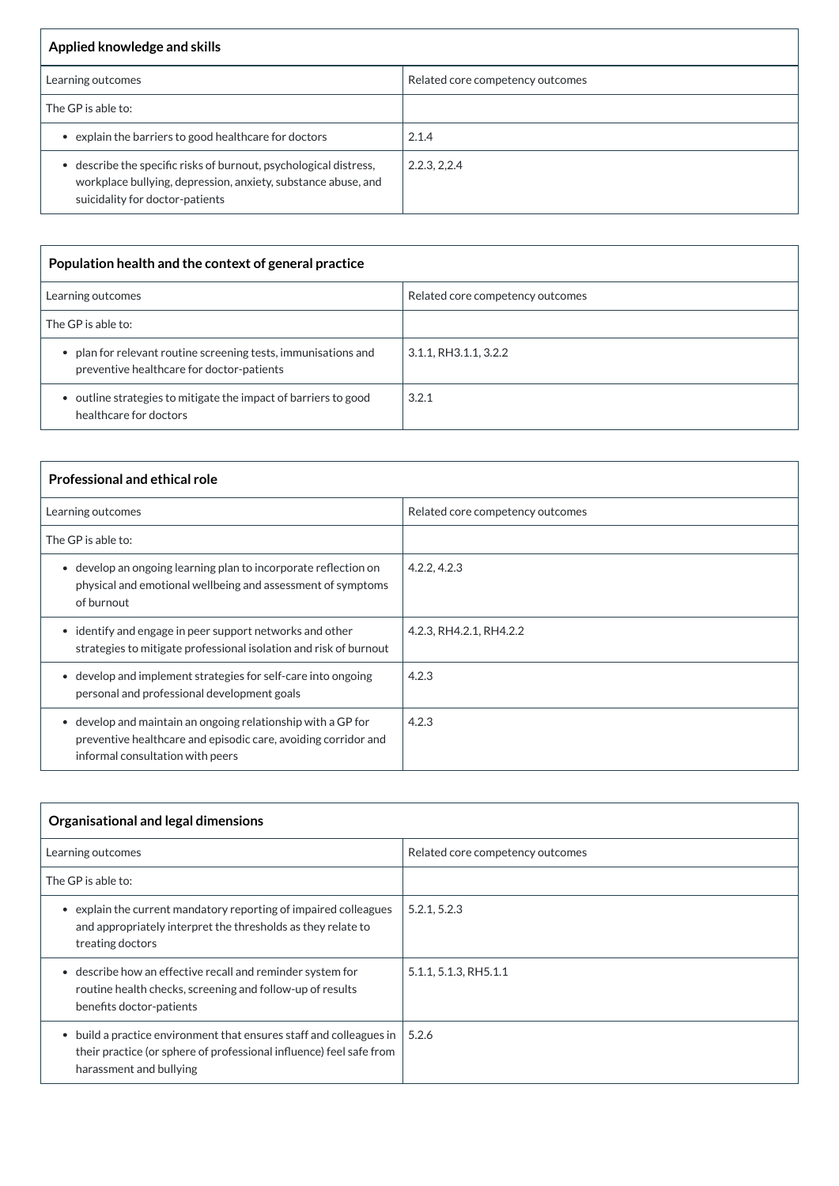| Applied knowledge and skills | |
|---|---|
| Learning outcomes | Related core competency outcomes |
| The GP is able to: | |
| • explain the barriers to good healthcare for doctors | 2.1.4 |
| • describe the specific risks of burnout, psychological distress, workplace bullying, depression, anxiety, substance abuse, and suicidality for doctor-patients | 2.2.3, 2,2.4 |

| Population health and the context of general practice | |
|---|---|
| Learning outcomes | Related core competency outcomes |
| The GP is able to: | |
| • plan for relevant routine screening tests, immunisations and preventive healthcare for doctor-patients | 3.1.1, RH3.1.1, 3.2.2 |
| • outline strategies to mitigate the impact of barriers to good healthcare for doctors | 3.2.1 |

| Professional and ethical role | |
|---|---|
| Learning outcomes | Related core competency outcomes |
| The GP is able to: | |
| • develop an ongoing learning plan to incorporate reflection on physical and emotional wellbeing and assessment of symptoms of burnout | 4.2.2, 4.2.3 |
| • identify and engage in peer support networks and other strategies to mitigate professional isolation and risk of burnout | 4.2.3, RH4.2.1, RH4.2.2 |
| • develop and implement strategies for self-care into ongoing personal and professional development goals | 4.2.3 |
| • develop and maintain an ongoing relationship with a GP for preventive healthcare and episodic care, avoiding corridor and informal consultation with peers | 4.2.3 |

| Organisational and legal dimensions | |
|---|---|
| Learning outcomes | Related core competency outcomes |
| The GP is able to: | |
| • explain the current mandatory reporting of impaired colleagues and appropriately interpret the thresholds as they relate to treating doctors | 5.2.1, 5.2.3 |
| • describe how an effective recall and reminder system for routine health checks, screening and follow-up of results benefits doctor-patients | 5.1.1, 5.1.3, RH5.1.1 |
| • build a practice environment that ensures staff and colleagues in their practice (or sphere of professional influence) feel safe from harassment and bullying | 5.2.6 |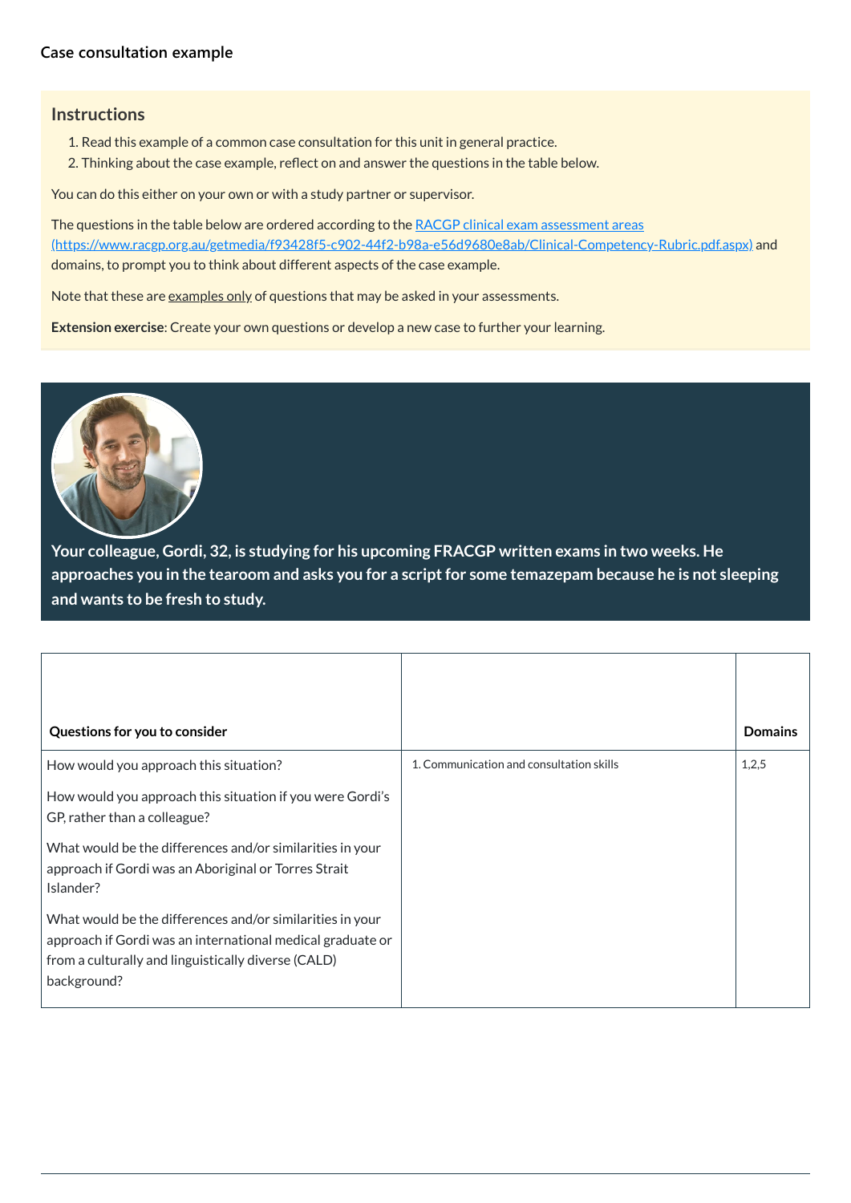## Case consultation example

### Instructions

1. Read this example of a common case consultation for this unit in general practice.
2. Thinking about the case example, reflect on and answer the questions in the table below.

You can do this either on your own or with a study partner or supervisor.

The questions in the table below are ordered according to the [RACGP clinical exam assessment areas (https://www.racgp.org.au/getmedia/f93428f5-c902-44f2-b98a-e56d9680e8ab/Clinical-Competency-Rubric.pdf.aspx)](https://www.racgp.org.au/getmedia/f93428f5-c902-44f2-b98a-e56d9680e8ab/Clinical-Competency-Rubric.pdf.aspx) and domains, to prompt you to think about different aspects of the case example.

Note that these are examples only of questions that may be asked in your assessments.

**Extension exercise**: Create your own questions or develop a new case to further your learning.

**Your colleague, Gordi, 32, is studying for his upcoming FRACGP written exams in two weeks. He approaches you in the tearoom and asks you for a script for some temazepam because he is not sleeping and wants to be fresh to study.**

| Questions for you to consider | | Domains |
|---|---|---|
| How would you approach this situation?<br><br>How would you approach this situation if you were Gordi's GP, rather than a colleague?<br><br>What would be the differences and/or similarities in your approach if Gordi was an Aboriginal or Torres Strait Islander?<br><br>What would be the differences and/or similarities in your approach if Gordi was an international medical graduate or from a culturally and linguistically diverse (CALD) background? | 1. Communication and consultation skills | 1,2,5 |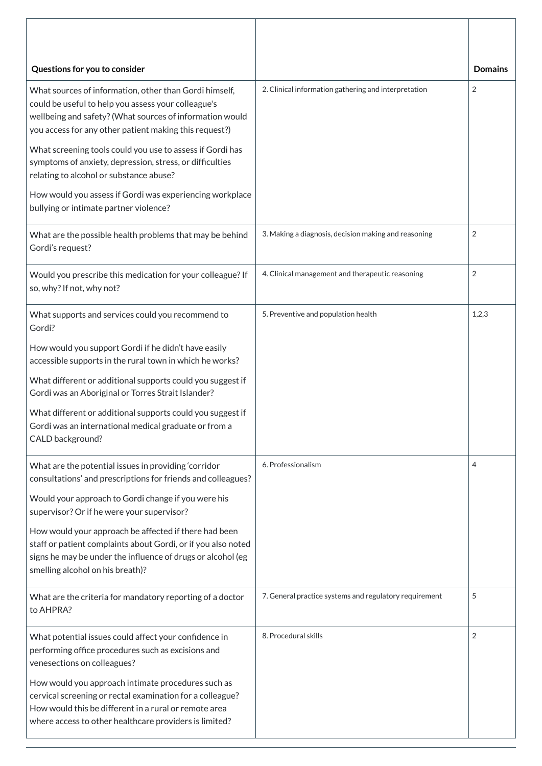| Questions for you to consider | | Domains |
|---|---|---|
| What sources of information, other than Gordi himself, could be useful to help you assess your colleague's wellbeing and safety? (What sources of information would you access for any other patient making this request?)<br><br>What screening tools could you use to assess if Gordi has symptoms of anxiety, depression, stress, or difficulties relating to alcohol or substance abuse?<br><br>How would you assess if Gordi was experiencing workplace bullying or intimate partner violence? | 2. Clinical information gathering and interpretation | 2 |
| What are the possible health problems that may be behind Gordi's request? | 3. Making a diagnosis, decision making and reasoning | 2 |
| Would you prescribe this medication for your colleague? If so, why? If not, why not? | 4. Clinical management and therapeutic reasoning | 2 |
| What supports and services could you recommend to Gordi?<br><br>How would you support Gordi if he didn't have easily accessible supports in the rural town in which he works?<br><br>What different or additional supports could you suggest if Gordi was an Aboriginal or Torres Strait Islander?<br><br>What different or additional supports could you suggest if Gordi was an international medical graduate or from a CALD background? | 5. Preventive and population health | 1,2,3 |
| What are the potential issues in providing 'corridor consultations' and prescriptions for friends and colleagues?<br><br>Would your approach to Gordi change if you were his supervisor? Or if he were your supervisor?<br><br>How would your approach be affected if there had been staff or patient complaints about Gordi, or if you also noted signs he may be under the influence of drugs or alcohol (eg smelling alcohol on his breath)? | 6. Professionalism | 4 |
| What are the criteria for mandatory reporting of a doctor to AHPRA? | 7. General practice systems and regulatory requirement | 5 |
| What potential issues could affect your confidence in performing office procedures such as excisions and venesections on colleagues?<br><br>How would you approach intimate procedures such as cervical screening or rectal examination for a colleague? How would this be different in a rural or remote area where access to other healthcare providers is limited? | 8. Procedural skills | 2 |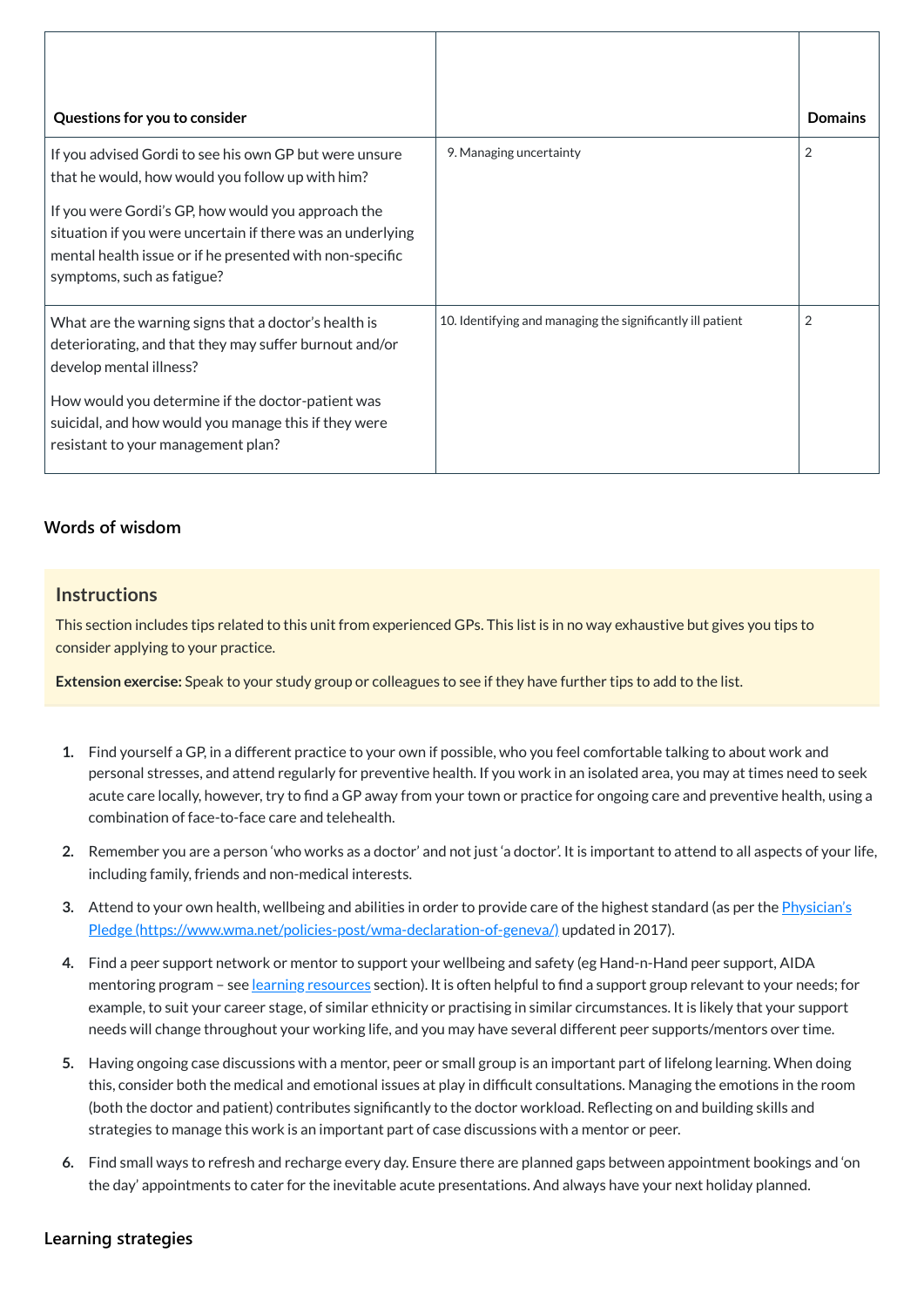| Questions for you to consider | | Domains |
|---|---|---|
| If you advised Gordi to see his own GP but were unsure that he would, how would you follow up with him?<br><br>If you were Gordi's GP, how would you approach the situation if you were uncertain if there was an underlying mental health issue or if he presented with non-specific symptoms, such as fatigue? | 9. Managing uncertainty | 2 |
| What are the warning signs that a doctor's health is deteriorating, and that they may suffer burnout and/or develop mental illness?<br><br>How would you determine if the doctor-patient was suicidal, and how would you manage this if they were resistant to your management plan? | 10. Identifying and managing the significantly ill patient | 2 |

### Words of wisdom

#### Instructions

This section includes tips related to this unit from experienced GPs. This list is in no way exhaustive but gives you tips to consider applying to your practice.

**Extension exercise:** Speak to your study group or colleagues to see if they have further tips to add to the list.

1. Find yourself a GP, in a different practice to your own if possible, who you feel comfortable talking to about work and personal stresses, and attend regularly for preventive health. If you work in an isolated area, you may at times need to seek acute care locally, however, try to find a GP away from your town or practice for ongoing care and preventive health, using a combination of face-to-face care and telehealth.
2. Remember you are a person 'who works as a doctor' and not just 'a doctor'. It is important to attend to all aspects of your life, including family, friends and non-medical interests.
3. Attend to your own health, wellbeing and abilities in order to provide care of the highest standard (as per the [Physician's Pledge (https://www.wma.net/policies-post/wma-declaration-of-geneva/)](https://www.wma.net/policies-post/wma-declaration-of-geneva/) updated in 2017).
4. Find a peer support network or mentor to support your wellbeing and safety (eg Hand-n-Hand peer support, AIDA mentoring program – see learning resources section). It is often helpful to find a support group relevant to your needs; for example, to suit your career stage, of similar ethnicity or practising in similar circumstances. It is likely that your support needs will change throughout your working life, and you may have several different peer supports/mentors over time.
5. Having ongoing case discussions with a mentor, peer or small group is an important part of lifelong learning. When doing this, consider both the medical and emotional issues at play in difficult consultations. Managing the emotions in the room (both the doctor and patient) contributes significantly to the doctor workload. Reflecting on and building skills and strategies to manage this work is an important part of case discussions with a mentor or peer.
6. Find small ways to refresh and recharge every day. Ensure there are planned gaps between appointment bookings and 'on the day' appointments to cater for the inevitable acute presentations. And always have your next holiday planned.

### Learning strategies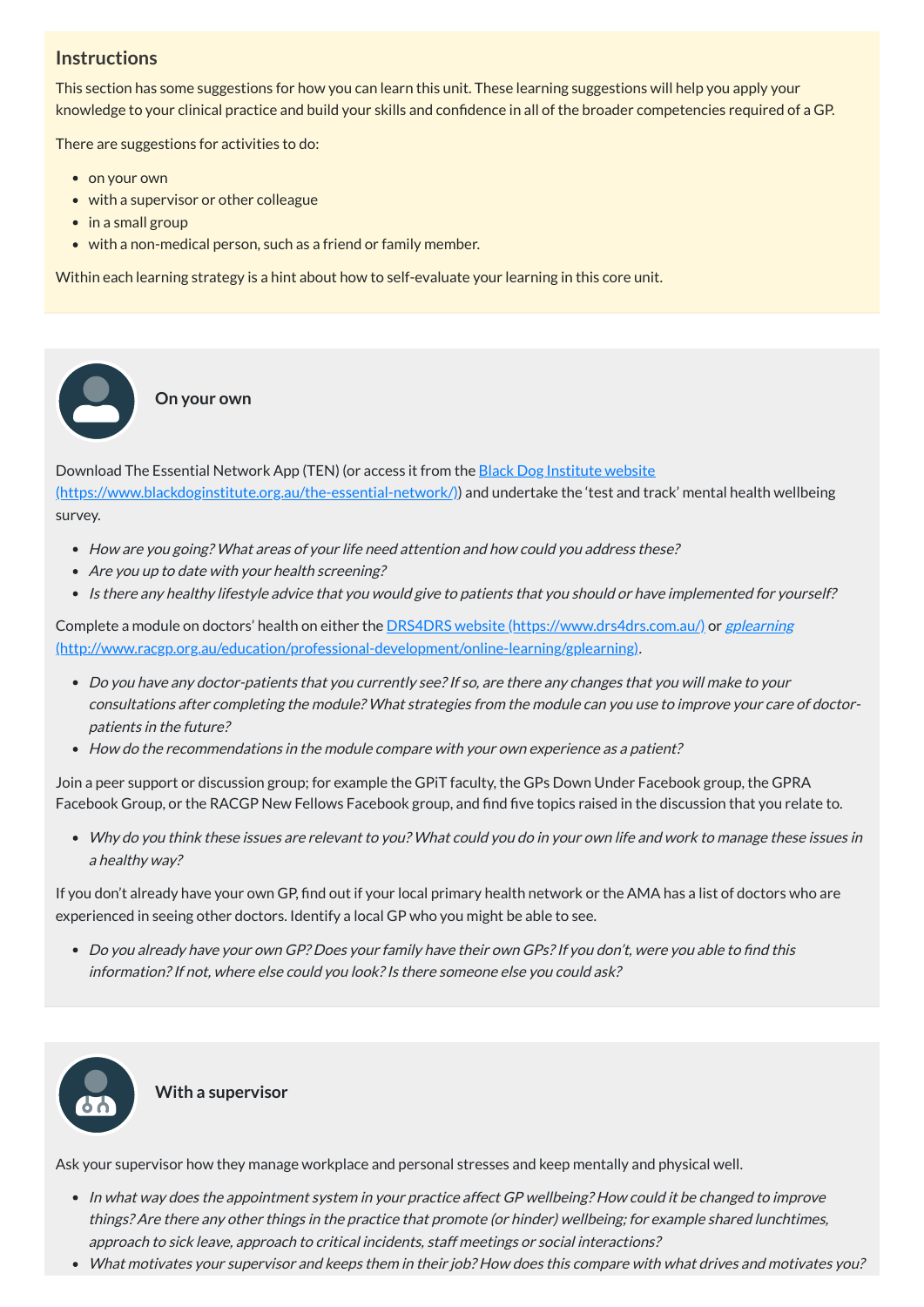## Instructions

This section has some suggestions for how you can learn this unit. These learning suggestions will help you apply your knowledge to your clinical practice and build your skills and confidence in all of the broader competencies required of a GP.

There are suggestions for activities to do:

- on your own
- with a supervisor or other colleague
- in a small group
- with a non-medical person, such as a friend or family member.

Within each learning strategy is a hint about how to self-evaluate your learning in this core unit.

### On your own

Download The Essential Network App (TEN) (or access it from the [Black Dog Institute website (https://www.blackdoginstitute.org.au/the-essential-network/)](https://www.blackdoginstitute.org.au/the-essential-network/)) and undertake the 'test and track' mental health wellbeing survey.

- *How are you going? What areas of your life need attention and how could you address these?*
- *Are you up to date with your health screening?*
- *Is there any healthy lifestyle advice that you would give to patients that you should or have implemented for yourself?*

Complete a module on doctors' health on either the [DRS4DRS website (https://www.drs4drs.com.au/)](https://www.drs4drs.com.au/) or [*gplearning* (http://www.racgp.org.au/education/professional-development/online-learning/gplearning)](http://www.racgp.org.au/education/professional-development/online-learning/gplearning).

- *Do you have any doctor-patients that you currently see? If so, are there any changes that you will make to your consultations after completing the module? What strategies from the module can you use to improve your care of doctor-patients in the future?*
- *How do the recommendations in the module compare with your own experience as a patient?*

Join a peer support or discussion group; for example the GPiT faculty, the GPs Down Under Facebook group, the GPRA Facebook Group, or the RACGP New Fellows Facebook group, and find five topics raised in the discussion that you relate to.

- *Why do you think these issues are relevant to you? What could you do in your own life and work to manage these issues in a healthy way?*

If you don't already have your own GP, find out if your local primary health network or the AMA has a list of doctors who are experienced in seeing other doctors. Identify a local GP who you might be able to see.

- *Do you already have your own GP? Does your family have their own GPs? If you don't, were you able to find this information? If not, where else could you look? Is there someone else you could ask?*

### With a supervisor

Ask your supervisor how they manage workplace and personal stresses and keep mentally and physical well.

- *In what way does the appointment system in your practice affect GP wellbeing? How could it be changed to improve things? Are there any other things in the practice that promote (or hinder) wellbeing; for example shared lunchtimes, approach to sick leave, approach to critical incidents, staff meetings or social interactions?*
- *What motivates your supervisor and keeps them in their job? How does this compare with what drives and motivates you?*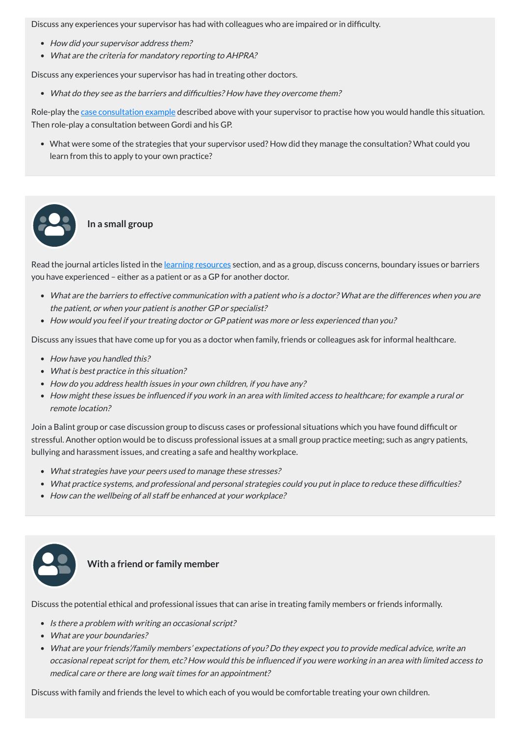Discuss any experiences your supervisor has had with colleagues who are impaired or in difficulty.

- *How did your supervisor address them?*
- *What are the criteria for mandatory reporting to AHPRA?*

Discuss any experiences your supervisor has had in treating other doctors.

- *What do they see as the barriers and difficulties? How have they overcome them?*

Role-play the case consultation example described above with your supervisor to practise how you would handle this situation. Then role-play a consultation between Gordi and his GP.

- What were some of the strategies that your supervisor used? How did they manage the consultation? What could you learn from this to apply to your own practice?

### In a small group

Read the journal articles listed in the learning resources section, and as a group, discuss concerns, boundary issues or barriers you have experienced – either as a patient or as a GP for another doctor.

- *What are the barriers to effective communication with a patient who is a doctor? What are the differences when you are the patient, or when your patient is another GP or specialist?*
- *How would you feel if your treating doctor or GP patient was more or less experienced than you?*

Discuss any issues that have come up for you as a doctor when family, friends or colleagues ask for informal healthcare.

- *How have you handled this?*
- *What is best practice in this situation?*
- *How do you address health issues in your own children, if you have any?*
- *How might these issues be influenced if you work in an area with limited access to healthcare; for example a rural or remote location?*

Join a Balint group or case discussion group to discuss cases or professional situations which you have found difficult or stressful. Another option would be to discuss professional issues at a small group practice meeting; such as angry patients, bullying and harassment issues, and creating a safe and healthy workplace.

- *What strategies have your peers used to manage these stresses?*
- *What practice systems, and professional and personal strategies could you put in place to reduce these difficulties?*
- *How can the wellbeing of all staff be enhanced at your workplace?*

### With a friend or family member

Discuss the potential ethical and professional issues that can arise in treating family members or friends informally.

- *Is there a problem with writing an occasional script?*
- *What are your boundaries?*
- *What are your friends'/family members' expectations of you? Do they expect you to provide medical advice, write an occasional repeat script for them, etc? How would this be influenced if you were working in an area with limited access to medical care or there are long wait times for an appointment?*

Discuss with family and friends the level to which each of you would be comfortable treating your own children.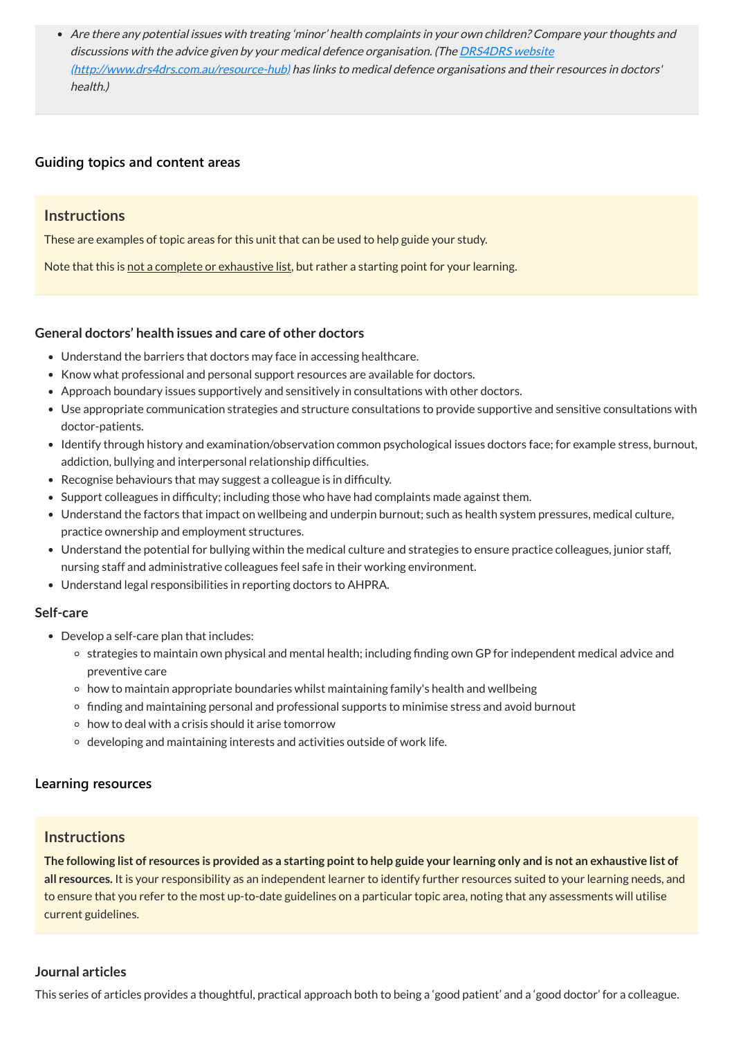- *Are there any potential issues with treating 'minor' health complaints in your own children? Compare your thoughts and discussions with the advice given by your medical defence organisation. (The [DRS4DRS website (http://www.drs4drs.com.au/resource-hub)](http://www.drs4drs.com.au/resource-hub) has links to medical defence organisations and their resources in doctors' health.)*

### Guiding topics and content areas

> **Instructions**
>
> These are examples of topic areas for this unit that can be used to help guide your study.
>
> Note that this is not a complete or exhaustive list, but rather a starting point for your learning.

#### General doctors' health issues and care of other doctors

- Understand the barriers that doctors may face in accessing healthcare.
- Know what professional and personal support resources are available for doctors.
- Approach boundary issues supportively and sensitively in consultations with other doctors.
- Use appropriate communication strategies and structure consultations to provide supportive and sensitive consultations with doctor-patients.
- Identify through history and examination/observation common psychological issues doctors face; for example stress, burnout, addiction, bullying and interpersonal relationship difficulties.
- Recognise behaviours that may suggest a colleague is in difficulty.
- Support colleagues in difficulty; including those who have had complaints made against them.
- Understand the factors that impact on wellbeing and underpin burnout; such as health system pressures, medical culture, practice ownership and employment structures.
- Understand the potential for bullying within the medical culture and strategies to ensure practice colleagues, junior staff, nursing staff and administrative colleagues feel safe in their working environment.
- Understand legal responsibilities in reporting doctors to AHPRA.

#### Self-care

- Develop a self-care plan that includes:
  - strategies to maintain own physical and mental health; including finding own GP for independent medical advice and preventive care
  - how to maintain appropriate boundaries whilst maintaining family's health and wellbeing
  - finding and maintaining personal and professional supports to minimise stress and avoid burnout
  - how to deal with a crisis should it arise tomorrow
  - developing and maintaining interests and activities outside of work life.

### Learning resources

> **Instructions**
>
> **The following list of resources is provided as a starting point to help guide your learning only and is not an exhaustive list of all resources.** It is your responsibility as an independent learner to identify further resources suited to your learning needs, and to ensure that you refer to the most up-to-date guidelines on a particular topic area, noting that any assessments will utilise current guidelines.

#### Journal articles

This series of articles provides a thoughtful, practical approach both to being a 'good patient' and a 'good doctor' for a colleague.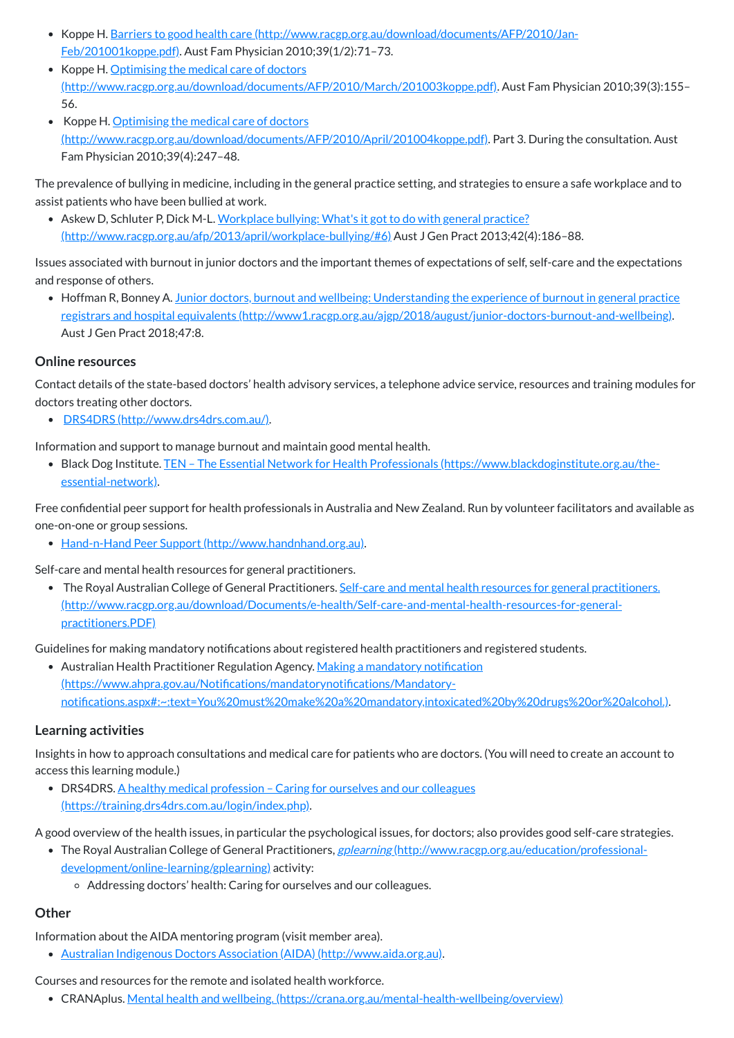- Koppe H. [Barriers to good health care (http://www.racgp.org.au/download/documents/AFP/2010/Jan-Feb/201001koppe.pdf)](http://www.racgp.org.au/download/documents/AFP/2010/Jan-Feb/201001koppe.pdf). Aust Fam Physician 2010;39(1/2):71–73.
- Koppe H. [Optimising the medical care of doctors (http://www.racgp.org.au/download/documents/AFP/2010/March/201003koppe.pdf)](http://www.racgp.org.au/download/documents/AFP/2010/March/201003koppe.pdf). Aust Fam Physician 2010;39(3):155–56.
- Koppe H. [Optimising the medical care of doctors (http://www.racgp.org.au/download/documents/AFP/2010/April/201004koppe.pdf)](http://www.racgp.org.au/download/documents/AFP/2010/April/201004koppe.pdf). Part 3. During the consultation. Aust Fam Physician 2010;39(4):247–48.

The prevalence of bullying in medicine, including in the general practice setting, and strategies to ensure a safe workplace and to assist patients who have been bullied at work.

- Askew D, Schluter P, Dick M-L. [Workplace bullying: What's it got to do with general practice? (http://www.racgp.org.au/afp/2013/april/workplace-bullying/#6)](http://www.racgp.org.au/afp/2013/april/workplace-bullying/#6) Aust J Gen Pract 2013;42(4):186–88.

Issues associated with burnout in junior doctors and the important themes of expectations of self, self-care and the expectations and response of others.

- Hoffman R, Bonney A. [Junior doctors, burnout and wellbeing: Understanding the experience of burnout in general practice registrars and hospital equivalents (http://www1.racgp.org.au/ajgp/2018/august/junior-doctors-burnout-and-wellbeing)](http://www1.racgp.org.au/ajgp/2018/august/junior-doctors-burnout-and-wellbeing). Aust J Gen Pract 2018;47:8.

## Online resources

Contact details of the state-based doctors' health advisory services, a telephone advice service, resources and training modules for doctors treating other doctors.

- [DRS4DRS (http://www.drs4drs.com.au/)](http://www.drs4drs.com.au/).

Information and support to manage burnout and maintain good mental health.

- Black Dog Institute. [TEN – The Essential Network for Health Professionals (https://www.blackdoginstitute.org.au/the-essential-network)](https://www.blackdoginstitute.org.au/the-essential-network).

Free confidential peer support for health professionals in Australia and New Zealand. Run by volunteer facilitators and available as one-on-one or group sessions.

- [Hand-n-Hand Peer Support (http://www.handnhand.org.au)](http://www.handnhand.org.au).

Self-care and mental health resources for general practitioners.

- The Royal Australian College of General Practitioners. [Self-care and mental health resources for general practitioners. (http://www.racgp.org.au/download/Documents/e-health/Self-care-and-mental-health-resources-for-general-practitioners.PDF)](http://www.racgp.org.au/download/Documents/e-health/Self-care-and-mental-health-resources-for-general-practitioners.PDF)

Guidelines for making mandatory notifications about registered health practitioners and registered students.

- Australian Health Practitioner Regulation Agency. [Making a mandatory notification (https://www.ahpra.gov.au/Notifications/mandatorynotifications/Mandatory-notifications.aspx#:~:text=You%20must%20make%20a%20mandatory,intoxicated%20by%20drugs%20or%20alcohol.)](https://www.ahpra.gov.au/Notifications/mandatorynotifications/Mandatory-notifications.aspx#:~:text=You%20must%20make%20a%20mandatory,intoxicated%20by%20drugs%20or%20alcohol.).

## Learning activities

Insights in how to approach consultations and medical care for patients who are doctors. (You will need to create an account to access this learning module.)

- DRS4DRS. [A healthy medical profession – Caring for ourselves and our colleagues (https://training.drs4drs.com.au/login/index.php)](https://training.drs4drs.com.au/login/index.php).

A good overview of the health issues, in particular the psychological issues, for doctors; also provides good self-care strategies.

- The Royal Australian College of General Practitioners, [*gplearning* (http://www.racgp.org.au/education/professional-development/online-learning/gplearning)](http://www.racgp.org.au/education/professional-development/online-learning/gplearning) activity:
  - Addressing doctors' health: Caring for ourselves and our colleagues.

## Other

Information about the AIDA mentoring program (visit member area).

- [Australian Indigenous Doctors Association (AIDA) (http://www.aida.org.au)](http://www.aida.org.au).

Courses and resources for the remote and isolated health workforce.

- CRANAplus. [Mental health and wellbeing. (https://crana.org.au/mental-health-wellbeing/overview)](https://crana.org.au/mental-health-wellbeing/overview)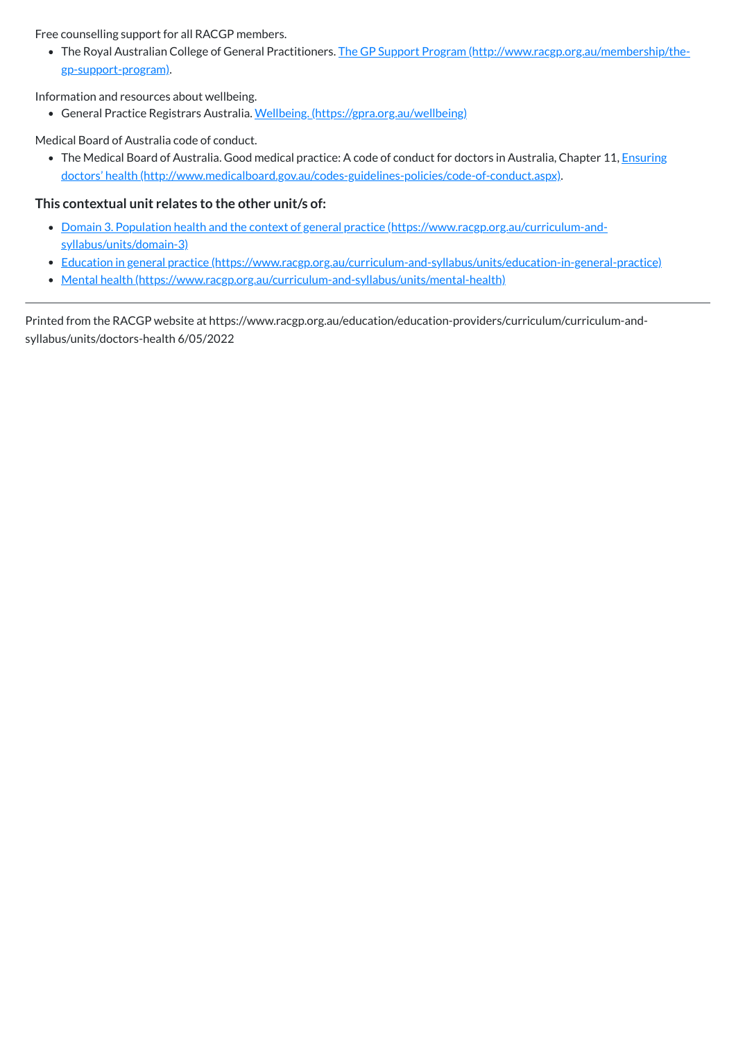Free counselling support for all RACGP members.

- The Royal Australian College of General Practitioners. [The GP Support Program (http://www.racgp.org.au/membership/the-gp-support-program)](http://www.racgp.org.au/membership/the-gp-support-program).

Information and resources about wellbeing.

- General Practice Registrars Australia. [Wellbeing. (https://gpra.org.au/wellbeing)](https://gpra.org.au/wellbeing)

Medical Board of Australia code of conduct.

- The Medical Board of Australia. Good medical practice: A code of conduct for doctors in Australia, Chapter 11, [Ensuring doctors' health (http://www.medicalboard.gov.au/codes-guidelines-policies/code-of-conduct.aspx)](http://www.medicalboard.gov.au/codes-guidelines-policies/code-of-conduct.aspx).

### This contextual unit relates to the other unit/s of:

- [Domain 3. Population health and the context of general practice (https://www.racgp.org.au/curriculum-and-syllabus/units/domain-3)](https://www.racgp.org.au/curriculum-and-syllabus/units/domain-3)
- [Education in general practice (https://www.racgp.org.au/curriculum-and-syllabus/units/education-in-general-practice)](https://www.racgp.org.au/curriculum-and-syllabus/units/education-in-general-practice)
- [Mental health (https://www.racgp.org.au/curriculum-and-syllabus/units/mental-health)](https://www.racgp.org.au/curriculum-and-syllabus/units/mental-health)

---

Printed from the RACGP website at https://www.racgp.org.au/education/education-providers/curriculum/curriculum-and-syllabus/units/doctors-health 6/05/2022